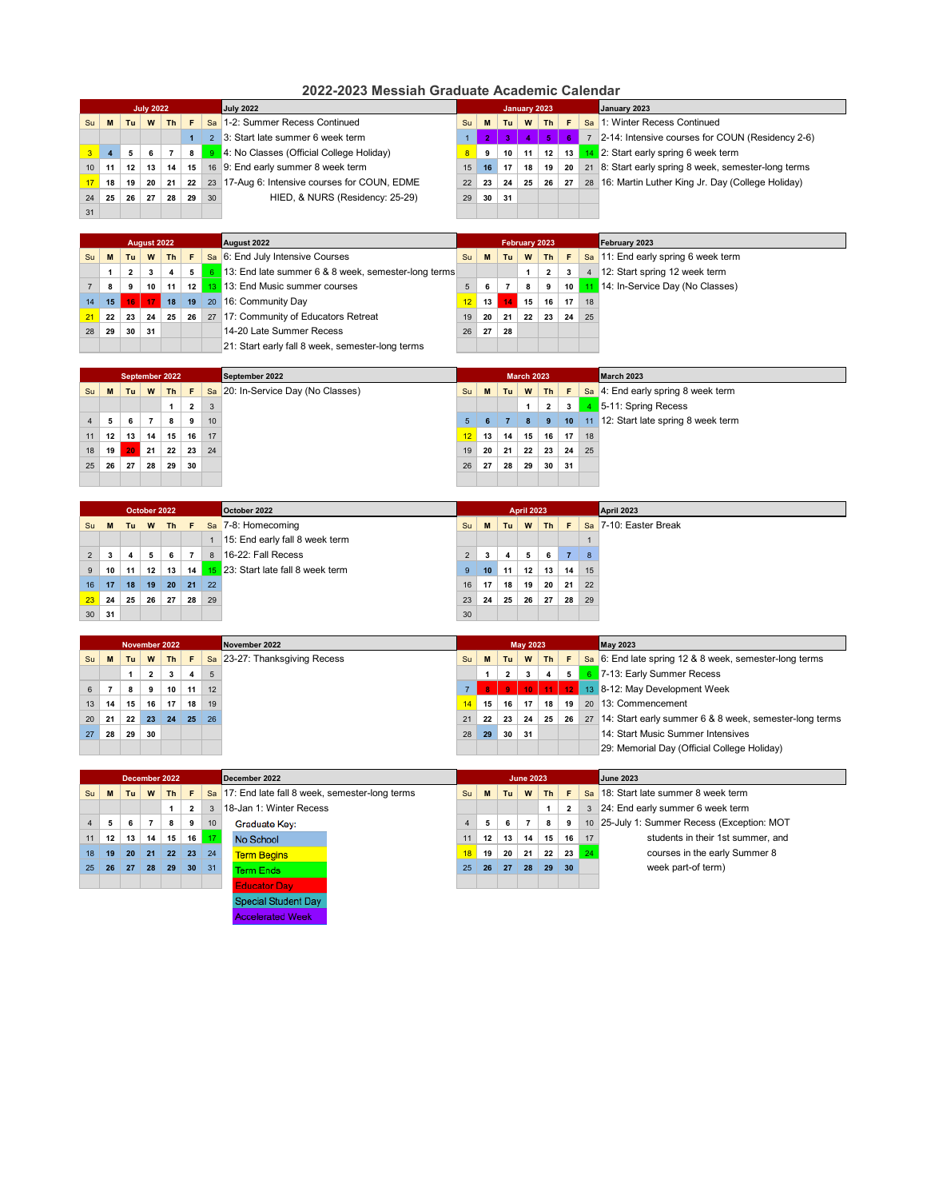# 2022-2023 Messiah Graduate Academic Calendar

## July 2022

| Su | M | Tu | W | Th | F | Sa |
|---|---|---|---|---|---|---|
| | | | | | 1 | 2 |
| 3 | 4 | 5 | 6 | 7 | 8 | 9 |
| 10 | 11 | 12 | 13 | 14 | 15 | 16 |
| 17 | 18 | 19 | 20 | 21 | 22 | 23 |
| 24 | 25 | 26 | 27 | 28 | 29 | 30 |
| 31 | | | | | | |

- 1-2: Summer Recess Continued
- 3: Start late summer 6 week term
- 4: No Classes (Official College Holiday)
- 9: End early summer 8 week term
- 17-Aug 6: Intensive courses for COUN, EDME HIED, & NURS (Residency: 25-29)

## August 2022

| Su | M | Tu | W | Th | F | Sa |
|---|---|---|---|---|---|---|
| | 1 | 2 | 3 | 4 | 5 | 6 |
| 7 | 8 | 9 | 10 | 11 | 12 | 13 |
| 14 | 15 | 16 | 17 | 18 | 19 | 20 |
| 21 | 22 | 23 | 24 | 25 | 26 | 27 |
| 28 | 29 | 30 | 31 | | | |

- 6: End July Intensive Courses
- 13: End late summer 6 & 8 week, semester-long terms
- 13: End Music summer courses
- 16: Community Day
- 17: Community of Educators Retreat
- 14-20 Late Summer Recess
- 21: Start early fall 8 week, semester-long terms

## September 2022

| Su | M | Tu | W | Th | F | Sa |
|---|---|---|---|---|---|---|
| | | | | 1 | 2 | 3 |
| 4 | 5 | 6 | 7 | 8 | 9 | 10 |
| 11 | 12 | 13 | 14 | 15 | 16 | 17 |
| 18 | 19 | 20 | 21 | 22 | 23 | 24 |
| 25 | 26 | 27 | 28 | 29 | 30 | |

- 20: In-Service Day (No Classes)

## October 2022

| Su | M | Tu | W | Th | F | Sa |
|---|---|---|---|---|---|---|
| | | | | | | 1 |
| 2 | 3 | 4 | 5 | 6 | 7 | 8 |
| 9 | 10 | 11 | 12 | 13 | 14 | 15 |
| 16 | 17 | 18 | 19 | 20 | 21 | 22 |
| 23 | 24 | 25 | 26 | 27 | 28 | 29 |
| 30 | 31 | | | | | |

- 7-8: Homecoming
- 15: End early fall 8 week term
- 16-22: Fall Recess
- 23: Start late fall 8 week term

## November 2022

| Su | M | Tu | W | Th | F | Sa |
|---|---|---|---|---|---|---|
| | | 1 | 2 | 3 | 4 | 5 |
| 6 | 7 | 8 | 9 | 10 | 11 | 12 |
| 13 | 14 | 15 | 16 | 17 | 18 | 19 |
| 20 | 21 | 22 | 23 | 24 | 25 | 26 |
| 27 | 28 | 29 | 30 | | | |

- 23-27: Thanksgiving Recess

## December 2022

| Su | M | Tu | W | Th | F | Sa |
|---|---|---|---|---|---|---|
| | | | | 1 | 2 | 3 |
| 4 | 5 | 6 | 7 | 8 | 9 | 10 |
| 11 | 12 | 13 | 14 | 15 | 16 | 17 |
| 18 | 19 | 20 | 21 | 22 | 23 | 24 |
| 25 | 26 | 27 | 28 | 29 | 30 | 31 |

- 17: End late fall 8 week, semester-long terms
- 18-Jan 1: Winter Recess

**Graduate Key:**

- No School
- Term Begins
- Term Ends
- Educator Day
- Special Student Day
- Accelerated Week

## January 2023

| Su | M | Tu | W | Th | F | Sa |
|---|---|---|---|---|---|---|
| 1 | 2 | 3 | 4 | 5 | 6 | 7 |
| 8 | 9 | 10 | 11 | 12 | 13 | 14 |
| 15 | 16 | 17 | 18 | 19 | 20 | 21 |
| 22 | 23 | 24 | 25 | 26 | 27 | 28 |
| 29 | 30 | 31 | | | | |

- 1: Winter Recess Continued
- 2-14: Intensive courses for COUN (Residency 2-6)
- 2: Start early spring 6 week term
- 8: Start early spring 8 week, semester-long terms
- 16: Martin Luther King Jr. Day (College Holiday)

## February 2023

| Su | M | Tu | W | Th | F | Sa |
|---|---|---|---|---|---|---|
| | | | 1 | 2 | 3 | 4 |
| 5 | 6 | 7 | 8 | 9 | 10 | 11 |
| 12 | 13 | 14 | 15 | 16 | 17 | 18 |
| 19 | 20 | 21 | 22 | 23 | 24 | 25 |
| 26 | 27 | 28 | | | | |

- 11: End early spring 6 week term
- 12: Start spring 12 week term
- 14: In-Service Day (No Classes)

## March 2023

| Su | M | Tu | W | Th | F | Sa |
|---|---|---|---|---|---|---|
| | | | 1 | 2 | 3 | 4 |
| 5 | 6 | 7 | 8 | 9 | 10 | 11 |
| 12 | 13 | 14 | 15 | 16 | 17 | 18 |
| 19 | 20 | 21 | 22 | 23 | 24 | 25 |
| 26 | 27 | 28 | 29 | 30 | 31 | |

- 4: End early spring 8 week term
- 5-11: Spring Recess
- 12: Start late spring 8 week term

## April 2023

| Su | M | Tu | W | Th | F | Sa |
|---|---|---|---|---|---|---|
| | | | | | | 1 |
| 2 | 3 | 4 | 5 | 6 | 7 | 8 |
| 9 | 10 | 11 | 12 | 13 | 14 | 15 |
| 16 | 17 | 18 | 19 | 20 | 21 | 22 |
| 23 | 24 | 25 | 26 | 27 | 28 | 29 |
| 30 | | | | | | |

- 7-10: Easter Break

## May 2023

| Su | M | Tu | W | Th | F | Sa |
|---|---|---|---|---|---|---|
| | 1 | 2 | 3 | 4 | 5 | 6 |
| 7 | 8 | 9 | 10 | 11 | 12 | 13 |
| 14 | 15 | 16 | 17 | 18 | 19 | 20 |
| 21 | 22 | 23 | 24 | 25 | 26 | 27 |
| 28 | 29 | 30 | 31 | | | |

- 6: End late spring 12 & 8 week, semester-long terms
- 7-13: Early Summer Recess
- 8-12: May Development Week
- 13: Commencement
- 14: Start early summer 6 & 8 week, semester-long terms
- 14: Start Music Summer Intensives
- 29: Memorial Day (Official College Holiday)

## June 2023

| Su | M | Tu | W | Th | F | Sa |
|---|---|---|---|---|---|---|
| | | | | 1 | 2 | 3 |
| 4 | 5 | 6 | 7 | 8 | 9 | 10 |
| 11 | 12 | 13 | 14 | 15 | 16 | 17 |
| 18 | 19 | 20 | 21 | 22 | 23 | 24 |
| 25 | 26 | 27 | 28 | 29 | 30 | |

- 18: Start late summer 8 week term
- 24: End early summer 6 week term
- 25-July 1: Summer Recess (Exception: MOT students in their 1st summer, and courses in the early Summer 8 week part-of term)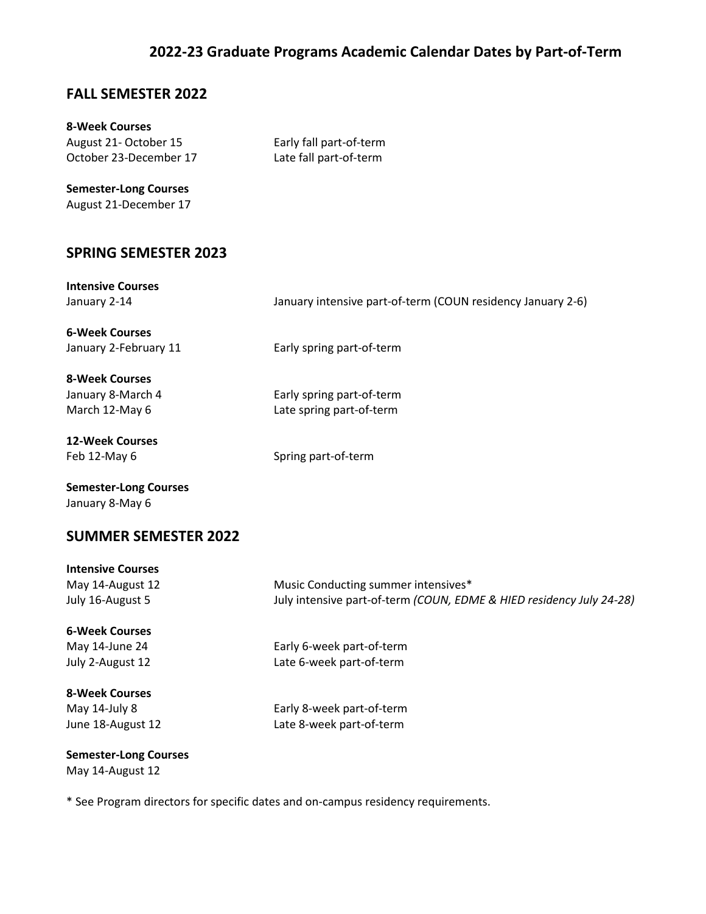# 2022-23 Graduate Programs Academic Calendar Dates by Part-of-Term

## FALL SEMESTER 2022

**8-Week Courses**

| | |
|---|---|
| August 21- October 15 | Early fall part-of-term |
| October 23-December 17 | Late fall part-of-term |

**Semester-Long Courses**

August 21-December 17

## SPRING SEMESTER 2023

**Intensive Courses**

| | |
|---|---|
| January 2-14 | January intensive part-of-term (COUN residency January 2-6) |

**6-Week Courses**

| | |
|---|---|
| January 2-February 11 | Early spring part-of-term |

**8-Week Courses**

| | |
|---|---|
| January 8-March 4 | Early spring part-of-term |
| March 12-May 6 | Late spring part-of-term |

**12-Week Courses**

| | |
|---|---|
| Feb 12-May 6 | Spring part-of-term |

**Semester-Long Courses**

January 8-May 6

## SUMMER SEMESTER 2022

**Intensive Courses**

| | |
|---|---|
| May 14-August 12 | Music Conducting summer intensives* |
| July 16-August 5 | July intensive part-of-term *(COUN, EDME & HIED residency July 24-28)* |

**6-Week Courses**

| | |
|---|---|
| May 14-June 24 | Early 6-week part-of-term |
| July 2-August 12 | Late 6-week part-of-term |

**8-Week Courses**

| | |
|---|---|
| May 14-July 8 | Early 8-week part-of-term |
| June 18-August 12 | Late 8-week part-of-term |

**Semester-Long Courses**

May 14-August 12

* See Program directors for specific dates and on-campus residency requirements.